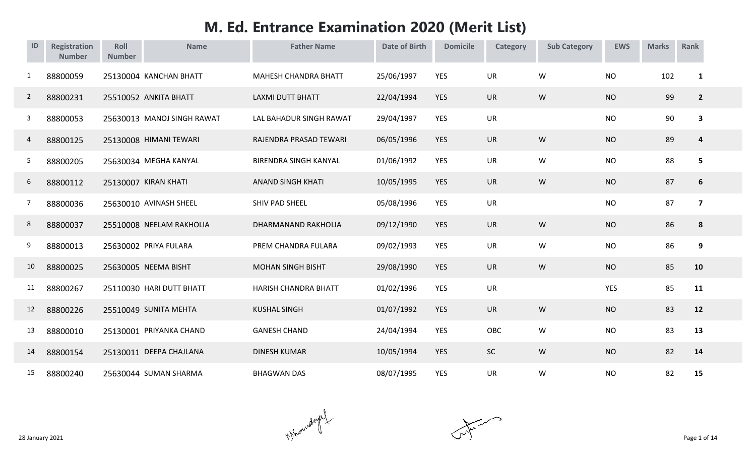# M. Ed. Entrance Examination 2020 (Merit List)

| ID | Registration Number | Roll Number | Name | Father Name | Date of Birth | Domicile | Category | Sub Category | EWS | Marks | Rank |
|---|---|---|---|---|---|---|---|---|---|---|---|
| 1 | 88800059 | 25130004 | KANCHAN BHATT | MAHESH CHANDRA BHATT | 25/06/1997 | YES | UR | W | NO | 102 | **1** |
| 2 | 88800231 | 25510052 | ANKITA BHATT | LAXMI DUTT BHATT | 22/04/1994 | YES | UR | W | NO | 99 | **2** |
| 3 | 88800053 | 25630013 | MANOJ SINGH RAWAT | LAL BAHADUR SINGH RAWAT | 29/04/1997 | YES | UR | | NO | 90 | **3** |
| 4 | 88800125 | 25130008 | HIMANI TEWARI | RAJENDRA PRASAD TEWARI | 06/05/1996 | YES | UR | W | NO | 89 | **4** |
| 5 | 88800205 | 25630034 | MEGHA KANYAL | BIRENDRA SINGH KANYAL | 01/06/1992 | YES | UR | W | NO | 88 | **5** |
| 6 | 88800112 | 25130007 | KIRAN KHATI | ANAND SINGH KHATI | 10/05/1995 | YES | UR | W | NO | 87 | **6** |
| 7 | 88800036 | 25630010 | AVINASH SHEEL | SHIV PAD SHEEL | 05/08/1996 | YES | UR | | NO | 87 | **7** |
| 8 | 88800037 | 25510008 | NEELAM RAKHOLIA | DHARMANAND RAKHOLIA | 09/12/1990 | YES | UR | W | NO | 86 | **8** |
| 9 | 88800013 | 25630002 | PRIYA FULARA | PREM CHANDRA FULARA | 09/02/1993 | YES | UR | W | NO | 86 | **9** |
| 10 | 88800025 | 25630005 | NEEMA BISHT | MOHAN SINGH BISHT | 29/08/1990 | YES | UR | W | NO | 85 | **10** |
| 11 | 88800267 | 25110030 | HARI DUTT BHATT | HARISH CHANDRA BHATT | 01/02/1996 | YES | UR | | YES | 85 | **11** |
| 12 | 88800226 | 25510049 | SUNITA MEHTA | KUSHAL SINGH | 01/07/1992 | YES | UR | W | NO | 83 | **12** |
| 13 | 88800010 | 25130001 | PRIYANKA CHAND | GANESH CHAND | 24/04/1994 | YES | OBC | W | NO | 83 | **13** |
| 14 | 88800154 | 25130011 | DEEPA CHAJLANA | DINESH KUMAR | 10/05/1994 | YES | SC | W | NO | 82 | **14** |
| 15 | 88800240 | 25630044 | SUMAN SHARMA | BHAGWAN DAS | 08/07/1995 | YES | UR | W | NO | 82 | **15** |

28 January 2021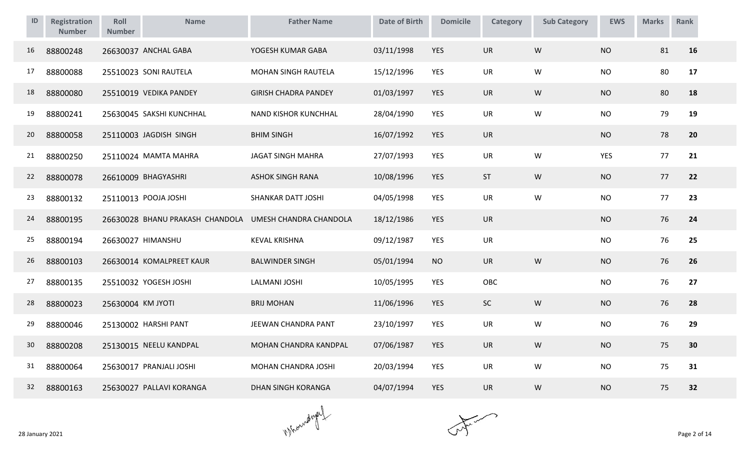| ID | Registration Number | Roll Number | Name | Father Name | Date of Birth | Domicile | Category | Sub Category | EWS | Marks | Rank |
|---|---|---|---|---|---|---|---|---|---|---|---|
| 16 | 88800248 | 26630037 | ANCHAL GABA | YOGESH KUMAR GABA | 03/11/1998 | YES | UR | W | NO | 81 | **16** |
| 17 | 88800088 | 25510023 | SONI RAUTELA | MOHAN SINGH RAUTELA | 15/12/1996 | YES | UR | W | NO | 80 | **17** |
| 18 | 88800080 | 25510019 | VEDIKA PANDEY | GIRISH CHADRA PANDEY | 01/03/1997 | YES | UR | W | NO | 80 | **18** |
| 19 | 88800241 | 25630045 | SAKSHI KUNCHHAL | NAND KISHOR KUNCHHAL | 28/04/1990 | YES | UR | W | NO | 79 | **19** |
| 20 | 88800058 | 25110003 | JAGDISH SINGH | BHIM SINGH | 16/07/1992 | YES | UR | | NO | 78 | **20** |
| 21 | 88800250 | 25110024 | MAMTA MAHRA | JAGAT SINGH MAHRA | 27/07/1993 | YES | UR | W | YES | 77 | **21** |
| 22 | 88800078 | 26610009 | BHAGYASHRI | ASHOK SINGH RANA | 10/08/1996 | YES | ST | W | NO | 77 | **22** |
| 23 | 88800132 | 25110013 | POOJA JOSHI | SHANKAR DATT JOSHI | 04/05/1998 | YES | UR | W | NO | 77 | **23** |
| 24 | 88800195 | 26630028 | BHANU PRAKASH CHANDOLA | UMESH CHANDRA CHANDOLA | 18/12/1986 | YES | UR | | NO | 76 | **24** |
| 25 | 88800194 | 26630027 | HIMANSHU | KEVAL KRISHNA | 09/12/1987 | YES | UR | | NO | 76 | **25** |
| 26 | 88800103 | 26630014 | KOMALPREET KAUR | BALWINDER SINGH | 05/01/1994 | NO | UR | W | NO | 76 | **26** |
| 27 | 88800135 | 25510032 | YOGESH JOSHI | LALMANI JOSHI | 10/05/1995 | YES | OBC | | NO | 76 | **27** |
| 28 | 88800023 | 25630004 | KM JYOTI | BRIJ MOHAN | 11/06/1996 | YES | SC | W | NO | 76 | **28** |
| 29 | 88800046 | 25130002 | HARSHI PANT | JEEWAN CHANDRA PANT | 23/10/1997 | YES | UR | W | NO | 76 | **29** |
| 30 | 88800208 | 25130015 | NEELU KANDPAL | MOHAN CHANDRA KANDPAL | 07/06/1987 | YES | UR | W | NO | 75 | **30** |
| 31 | 88800064 | 25630017 | PRANJALI JOSHI | MOHAN CHANDRA JOSHI | 20/03/1994 | YES | UR | W | NO | 75 | **31** |
| 32 | 88800163 | 25630027 | PALLAVI KORANGA | DHAN SINGH KORANGA | 04/07/1994 | YES | UR | W | NO | 75 | **32** |

28 January 2021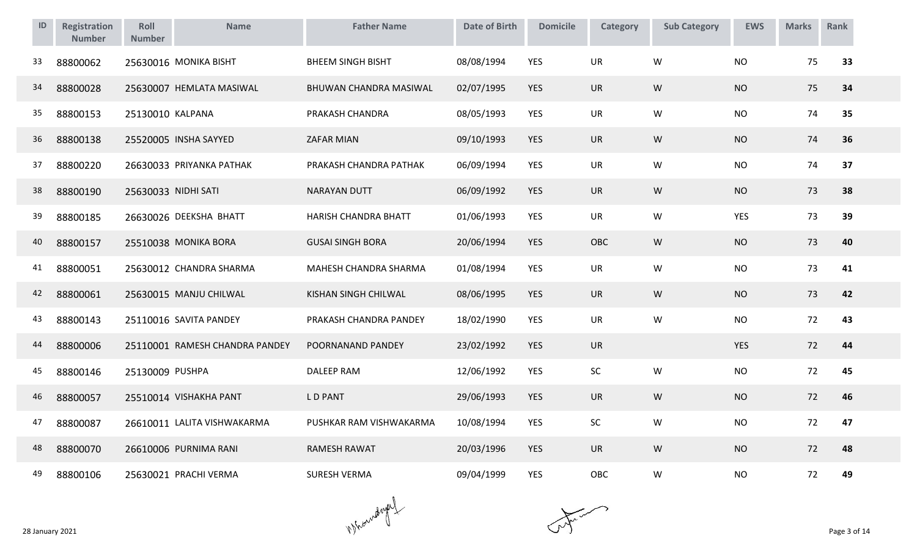| ID | Registration Number | Roll Number | Name | Father Name | Date of Birth | Domicile | Category | Sub Category | EWS | Marks | Rank |
|---|---|---|---|---|---|---|---|---|---|---|---|
| 33 | 88800062 | 25630016 | MONIKA BISHT | BHEEM SINGH BISHT | 08/08/1994 | YES | UR | W | NO | 75 | **33** |
| 34 | 88800028 | 25630007 | HEMLATA MASIWAL | BHUWAN CHANDRA MASIWAL | 02/07/1995 | YES | UR | W | NO | 75 | **34** |
| 35 | 88800153 | 25130010 | KALPANA | PRAKASH CHANDRA | 08/05/1993 | YES | UR | W | NO | 74 | **35** |
| 36 | 88800138 | 25520005 | INSHA SAYYED | ZAFAR MIAN | 09/10/1993 | YES | UR | W | NO | 74 | **36** |
| 37 | 88800220 | 26630033 | PRIYANKA PATHAK | PRAKASH CHANDRA PATHAK | 06/09/1994 | YES | UR | W | NO | 74 | **37** |
| 38 | 88800190 | 25630033 | NIDHI SATI | NARAYAN DUTT | 06/09/1992 | YES | UR | W | NO | 73 | **38** |
| 39 | 88800185 | 26630026 | DEEKSHA BHATT | HARISH CHANDRA BHATT | 01/06/1993 | YES | UR | W | YES | 73 | **39** |
| 40 | 88800157 | 25510038 | MONIKA BORA | GUSAI SINGH BORA | 20/06/1994 | YES | OBC | W | NO | 73 | **40** |
| 41 | 88800051 | 25630012 | CHANDRA SHARMA | MAHESH CHANDRA SHARMA | 01/08/1994 | YES | UR | W | NO | 73 | **41** |
| 42 | 88800061 | 25630015 | MANJU CHILWAL | KISHAN SINGH CHILWAL | 08/06/1995 | YES | UR | W | NO | 73 | **42** |
| 43 | 88800143 | 25110016 | SAVITA PANDEY | PRAKASH CHANDRA PANDEY | 18/02/1990 | YES | UR | W | NO | 72 | **43** |
| 44 | 88800006 | 25110001 | RAMESH CHANDRA PANDEY | POORNANAND PANDEY | 23/02/1992 | YES | UR | | YES | 72 | **44** |
| 45 | 88800146 | 25130009 | PUSHPA | DALEEP RAM | 12/06/1992 | YES | SC | W | NO | 72 | **45** |
| 46 | 88800057 | 25510014 | VISHAKHA PANT | L D PANT | 29/06/1993 | YES | UR | W | NO | 72 | **46** |
| 47 | 88800087 | 26610011 | LALITA VISHWAKARMA | PUSHKAR RAM VISHWAKARMA | 10/08/1994 | YES | SC | W | NO | 72 | **47** |
| 48 | 88800070 | 26610006 | PURNIMA RANI | RAMESH RAWAT | 20/03/1996 | YES | UR | W | NO | 72 | **48** |
| 49 | 88800106 | 25630021 | PRACHI VERMA | SURESH VERMA | 09/04/1999 | YES | OBC | W | NO | 72 | **49** |

28 January 2021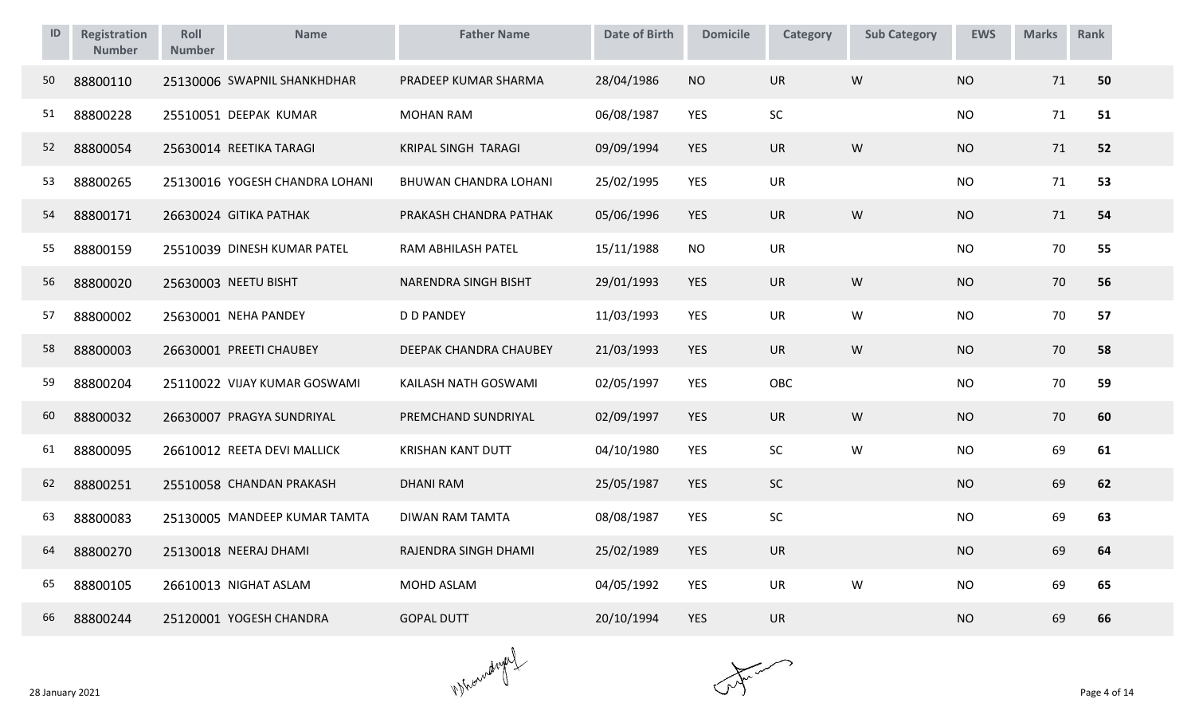| ID | Registration Number | Roll Number | Name | Father Name | Date of Birth | Domicile | Category | Sub Category | EWS | Marks | Rank |
|---|---|---|---|---|---|---|---|---|---|---|---|
| 50 | 88800110 | 25130006 | SWAPNIL SHANKHDHAR | PRADEEP KUMAR SHARMA | 28/04/1986 | NO | UR | W | NO | 71 | **50** |
| 51 | 88800228 | 25510051 | DEEPAK KUMAR | MOHAN RAM | 06/08/1987 | YES | SC | | NO | 71 | **51** |
| 52 | 88800054 | 25630014 | REETIKA TARAGI | KRIPAL SINGH TARAGI | 09/09/1994 | YES | UR | W | NO | 71 | **52** |
| 53 | 88800265 | 25130016 | YOGESH CHANDRA LOHANI | BHUWAN CHANDRA LOHANI | 25/02/1995 | YES | UR | | NO | 71 | **53** |
| 54 | 88800171 | 26630024 | GITIKA PATHAK | PRAKASH CHANDRA PATHAK | 05/06/1996 | YES | UR | W | NO | 71 | **54** |
| 55 | 88800159 | 25510039 | DINESH KUMAR PATEL | RAM ABHILASH PATEL | 15/11/1988 | NO | UR | | NO | 70 | **55** |
| 56 | 88800020 | 25630003 | NEETU BISHT | NARENDRA SINGH BISHT | 29/01/1993 | YES | UR | W | NO | 70 | **56** |
| 57 | 88800002 | 25630001 | NEHA PANDEY | D D PANDEY | 11/03/1993 | YES | UR | W | NO | 70 | **57** |
| 58 | 88800003 | 26630001 | PREETI CHAUBEY | DEEPAK CHANDRA CHAUBEY | 21/03/1993 | YES | UR | W | NO | 70 | **58** |
| 59 | 88800204 | 25110022 | VIJAY KUMAR GOSWAMI | KAILASH NATH GOSWAMI | 02/05/1997 | YES | OBC | | NO | 70 | **59** |
| 60 | 88800032 | 26630007 | PRAGYA SUNDRIYAL | PREMCHAND SUNDRIYAL | 02/09/1997 | YES | UR | W | NO | 70 | **60** |
| 61 | 88800095 | 26610012 | REETA DEVI MALLICK | KRISHAN KANT DUTT | 04/10/1980 | YES | SC | W | NO | 69 | **61** |
| 62 | 88800251 | 25510058 | CHANDAN PRAKASH | DHANI RAM | 25/05/1987 | YES | SC | | NO | 69 | **62** |
| 63 | 88800083 | 25130005 | MANDEEP KUMAR TAMTA | DIWAN RAM TAMTA | 08/08/1987 | YES | SC | | NO | 69 | **63** |
| 64 | 88800270 | 25130018 | NEERAJ DHAMI | RAJENDRA SINGH DHAMI | 25/02/1989 | YES | UR | | NO | 69 | **64** |
| 65 | 88800105 | 26610013 | NIGHAT ASLAM | MOHD ASLAM | 04/05/1992 | YES | UR | W | NO | 69 | **65** |
| 66 | 88800244 | 25120001 | YOGESH CHANDRA | GOPAL DUTT | 20/10/1994 | YES | UR | | NO | 69 | **66** |

28 January 2021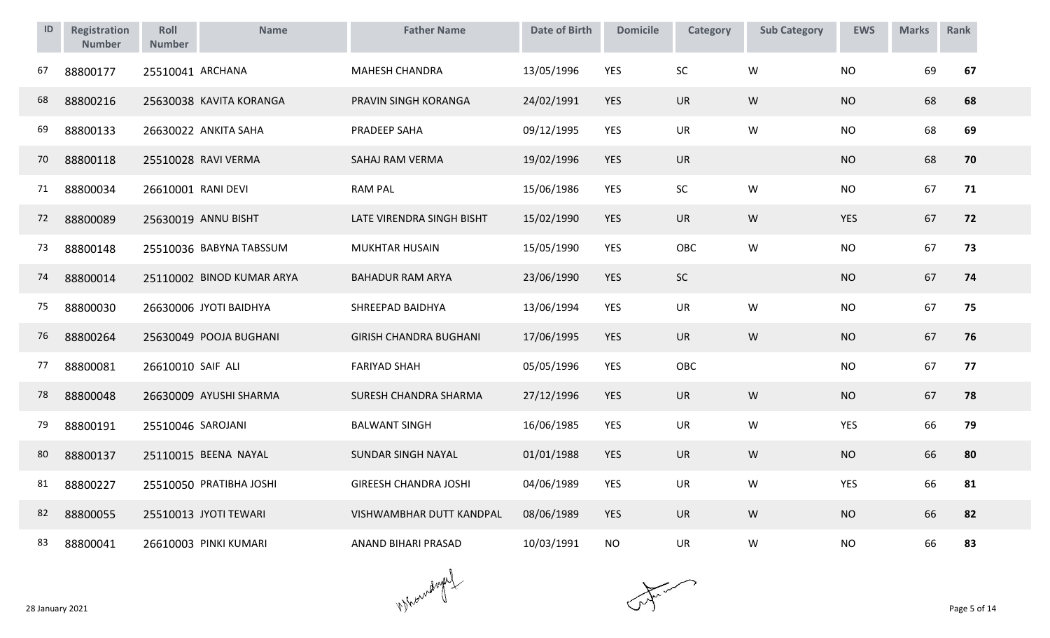| ID | Registration Number | Roll Number | Name | Father Name | Date of Birth | Domicile | Category | Sub Category | EWS | Marks | Rank |
|---|---|---|---|---|---|---|---|---|---|---|---|
| 67 | 88800177 | 25510041 | ARCHANA | MAHESH CHANDRA | 13/05/1996 | YES | SC | W | NO | 69 | **67** |
| 68 | 88800216 | 25630038 | KAVITA KORANGA | PRAVIN SINGH KORANGA | 24/02/1991 | YES | UR | W | NO | 68 | **68** |
| 69 | 88800133 | 26630022 | ANKITA SAHA | PRADEEP SAHA | 09/12/1995 | YES | UR | W | NO | 68 | **69** |
| 70 | 88800118 | 25510028 | RAVI VERMA | SAHAJ RAM VERMA | 19/02/1996 | YES | UR | | NO | 68 | **70** |
| 71 | 88800034 | 26610001 | RANI DEVI | RAM PAL | 15/06/1986 | YES | SC | W | NO | 67 | **71** |
| 72 | 88800089 | 25630019 | ANNU BISHT | LATE VIRENDRA SINGH BISHT | 15/02/1990 | YES | UR | W | YES | 67 | **72** |
| 73 | 88800148 | 25510036 | BABYNA TABSSUM | MUKHTAR HUSAIN | 15/05/1990 | YES | OBC | W | NO | 67 | **73** |
| 74 | 88800014 | 25110002 | BINOD KUMAR ARYA | BAHADUR RAM ARYA | 23/06/1990 | YES | SC | | NO | 67 | **74** |
| 75 | 88800030 | 26630006 | JYOTI BAIDHYA | SHREEPAD BAIDHYA | 13/06/1994 | YES | UR | W | NO | 67 | **75** |
| 76 | 88800264 | 25630049 | POOJA BUGHANI | GIRISH CHANDRA BUGHANI | 17/06/1995 | YES | UR | W | NO | 67 | **76** |
| 77 | 88800081 | 26610010 | SAIF ALI | FARIYAD SHAH | 05/05/1996 | YES | OBC | | NO | 67 | **77** |
| 78 | 88800048 | 26630009 | AYUSHI SHARMA | SURESH CHANDRA SHARMA | 27/12/1996 | YES | UR | W | NO | 67 | **78** |
| 79 | 88800191 | 25510046 | SAROJANI | BALWANT SINGH | 16/06/1985 | YES | UR | W | YES | 66 | **79** |
| 80 | 88800137 | 25110015 | BEENA NAYAL | SUNDAR SINGH NAYAL | 01/01/1988 | YES | UR | W | NO | 66 | **80** |
| 81 | 88800227 | 25510050 | PRATIBHA JOSHI | GIREESH CHANDRA JOSHI | 04/06/1989 | YES | UR | W | YES | 66 | **81** |
| 82 | 88800055 | 25510013 | JYOTI TEWARI | VISHWAMBHAR DUTT KANDPAL | 08/06/1989 | YES | UR | W | NO | 66 | **82** |
| 83 | 88800041 | 26610003 | PINKI KUMARI | ANAND BIHARI PRASAD | 10/03/1991 | NO | UR | W | NO | 66 | **83** |

28 January 2021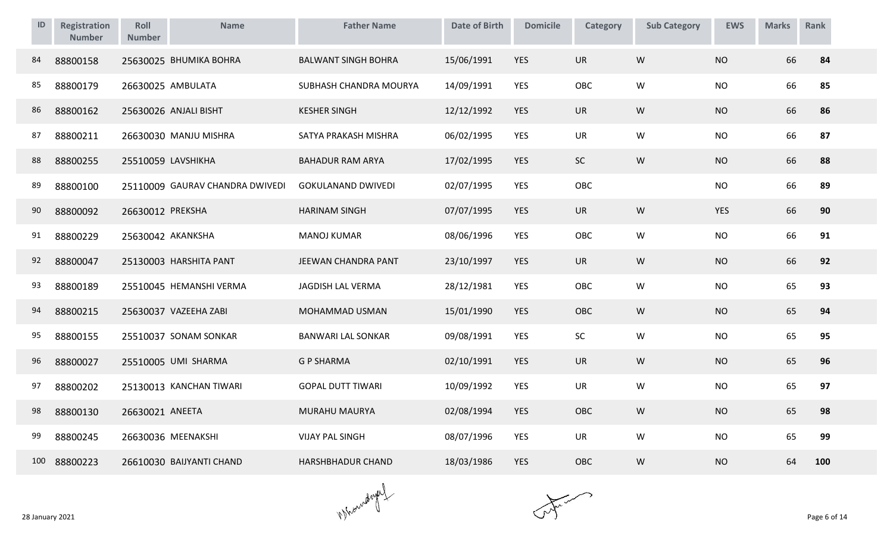| ID | Registration Number | Roll Number | Name | Father Name | Date of Birth | Domicile | Category | Sub Category | EWS | Marks | Rank |
|---|---|---|---|---|---|---|---|---|---|---|---|
| 84 | 88800158 | 25630025 | BHUMIKA BOHRA | BALWANT SINGH BOHRA | 15/06/1991 | YES | UR | W | NO | 66 | **84** |
| 85 | 88800179 | 26630025 | AMBULATA | SUBHASH CHANDRA MOURYA | 14/09/1991 | YES | OBC | W | NO | 66 | **85** |
| 86 | 88800162 | 25630026 | ANJALI BISHT | KESHER SINGH | 12/12/1992 | YES | UR | W | NO | 66 | **86** |
| 87 | 88800211 | 26630030 | MANJU MISHRA | SATYA PRAKASH MISHRA | 06/02/1995 | YES | UR | W | NO | 66 | **87** |
| 88 | 88800255 | 25510059 | LAVSHIKHA | BAHADUR RAM ARYA | 17/02/1995 | YES | SC | W | NO | 66 | **88** |
| 89 | 88800100 | 25110009 | GAURAV CHANDRA DWIVEDI | GOKULANAND DWIVEDI | 02/07/1995 | YES | OBC | | NO | 66 | **89** |
| 90 | 88800092 | 26630012 | PREKSHA | HARINAM SINGH | 07/07/1995 | YES | UR | W | YES | 66 | **90** |
| 91 | 88800229 | 25630042 | AKANKSHA | MANOJ KUMAR | 08/06/1996 | YES | OBC | W | NO | 66 | **91** |
| 92 | 88800047 | 25130003 | HARSHITA PANT | JEEWAN CHANDRA PANT | 23/10/1997 | YES | UR | W | NO | 66 | **92** |
| 93 | 88800189 | 25510045 | HEMANSHI VERMA | JAGDISH LAL VERMA | 28/12/1981 | YES | OBC | W | NO | 65 | **93** |
| 94 | 88800215 | 25630037 | VAZEEHA ZABI | MOHAMMAD USMAN | 15/01/1990 | YES | OBC | W | NO | 65 | **94** |
| 95 | 88800155 | 25510037 | SONAM SONKAR | BANWARI LAL SONKAR | 09/08/1991 | YES | SC | W | NO | 65 | **95** |
| 96 | 88800027 | 25510005 | UMI SHARMA | G P SHARMA | 02/10/1991 | YES | UR | W | NO | 65 | **96** |
| 97 | 88800202 | 25130013 | KANCHAN TIWARI | GOPAL DUTT TIWARI | 10/09/1992 | YES | UR | W | NO | 65 | **97** |
| 98 | 88800130 | 26630021 | ANEETA | MURAHU MAURYA | 02/08/1994 | YES | OBC | W | NO | 65 | **98** |
| 99 | 88800245 | 26630036 | MEENAKSHI | VIJAY PAL SINGH | 08/07/1996 | YES | UR | W | NO | 65 | **99** |
| 100 | 88800223 | 26610030 | BAIJYANTI CHAND | HARSHBHADUR CHAND | 18/03/1986 | YES | OBC | W | NO | 64 | **100** |

28 January 2021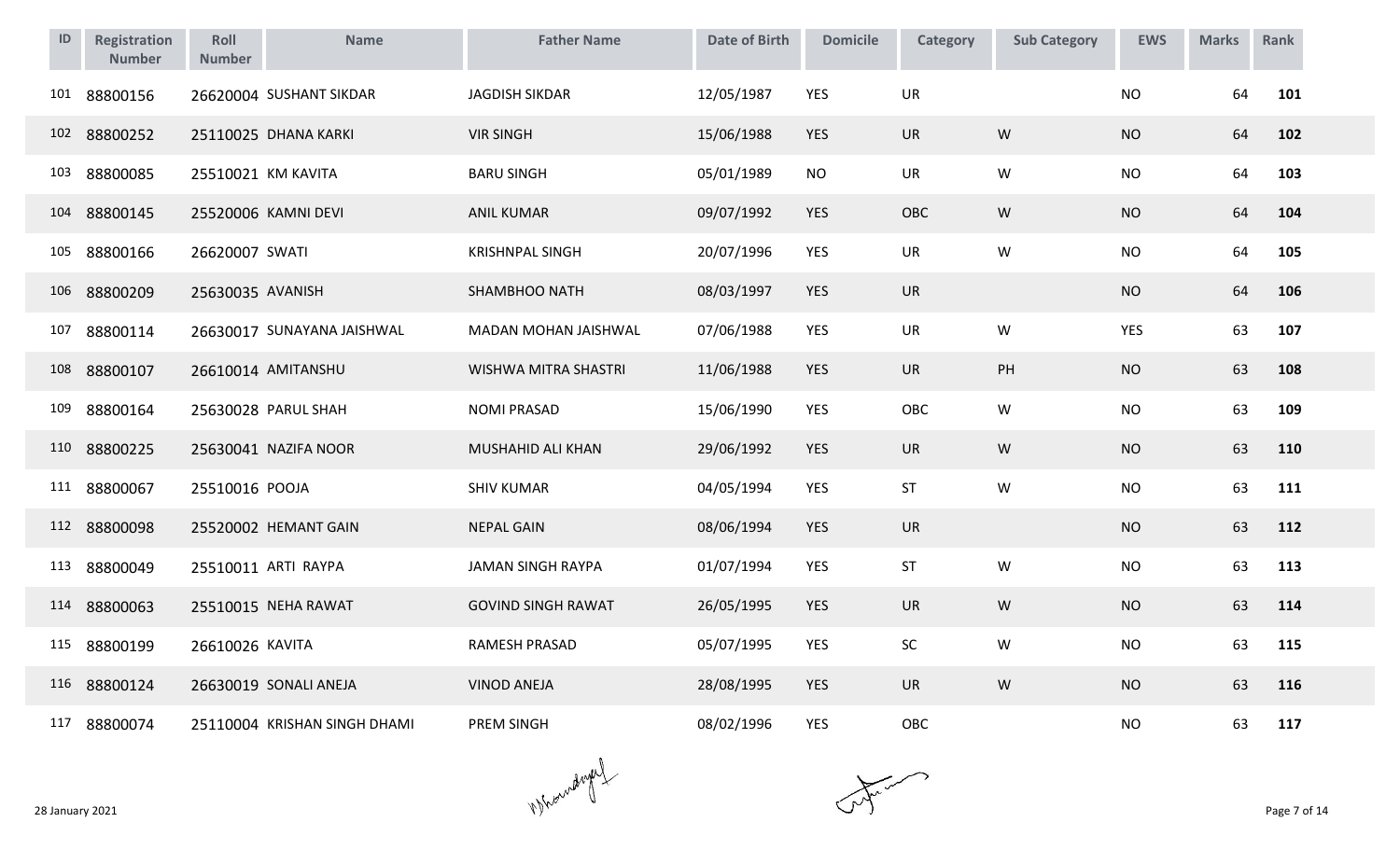| ID | Registration Number | Roll Number | Name | Father Name | Date of Birth | Domicile | Category | Sub Category | EWS | Marks | Rank |
|---|---|---|---|---|---|---|---|---|---|---|---|
| 101 | 88800156 | 26620004 | SUSHANT SIKDAR | JAGDISH SIKDAR | 12/05/1987 | YES | UR | | NO | 64 | **101** |
| 102 | 88800252 | 25110025 | DHANA KARKI | VIR SINGH | 15/06/1988 | YES | UR | W | NO | 64 | **102** |
| 103 | 88800085 | 25510021 | KM KAVITA | BARU SINGH | 05/01/1989 | NO | UR | W | NO | 64 | **103** |
| 104 | 88800145 | 25520006 | KAMNI DEVI | ANIL KUMAR | 09/07/1992 | YES | OBC | W | NO | 64 | **104** |
| 105 | 88800166 | 26620007 | SWATI | KRISHNPAL SINGH | 20/07/1996 | YES | UR | W | NO | 64 | **105** |
| 106 | 88800209 | 25630035 | AVANISH | SHAMBHOO NATH | 08/03/1997 | YES | UR | | NO | 64 | **106** |
| 107 | 88800114 | 26630017 | SUNAYANA JAISHWAL | MADAN MOHAN JAISHWAL | 07/06/1988 | YES | UR | W | YES | 63 | **107** |
| 108 | 88800107 | 26610014 | AMITANSHU | WISHWA MITRA SHASTRI | 11/06/1988 | YES | UR | PH | NO | 63 | **108** |
| 109 | 88800164 | 25630028 | PARUL SHAH | NOMI PRASAD | 15/06/1990 | YES | OBC | W | NO | 63 | **109** |
| 110 | 88800225 | 25630041 | NAZIFA NOOR | MUSHAHID ALI KHAN | 29/06/1992 | YES | UR | W | NO | 63 | **110** |
| 111 | 88800067 | 25510016 | POOJA | SHIV KUMAR | 04/05/1994 | YES | ST | W | NO | 63 | **111** |
| 112 | 88800098 | 25520002 | HEMANT GAIN | NEPAL GAIN | 08/06/1994 | YES | UR | | NO | 63 | **112** |
| 113 | 88800049 | 25510011 | ARTI RAYPA | JAMAN SINGH RAYPA | 01/07/1994 | YES | ST | W | NO | 63 | **113** |
| 114 | 88800063 | 25510015 | NEHA RAWAT | GOVIND SINGH RAWAT | 26/05/1995 | YES | UR | W | NO | 63 | **114** |
| 115 | 88800199 | 26610026 | KAVITA | RAMESH PRASAD | 05/07/1995 | YES | SC | W | NO | 63 | **115** |
| 116 | 88800124 | 26630019 | SONALI ANEJA | VINOD ANEJA | 28/08/1995 | YES | UR | W | NO | 63 | **116** |
| 117 | 88800074 | 25110004 | KRISHAN SINGH DHAMI | PREM SINGH | 08/02/1996 | YES | OBC | | NO | 63 | **117** |

28 January 2021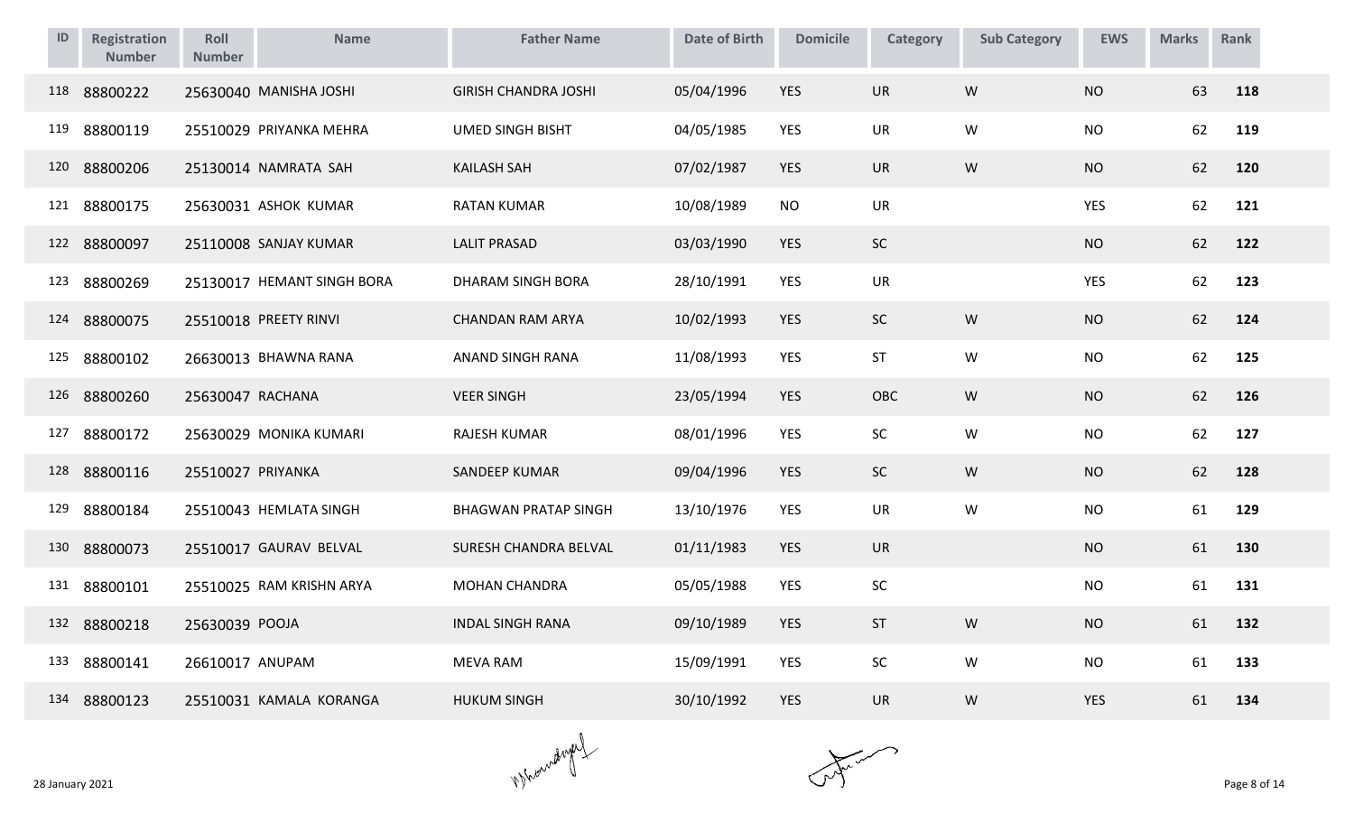| ID | Registration Number | Roll Number | Name | Father Name | Date of Birth | Domicile | Category | Sub Category | EWS | Marks | Rank |
|---|---|---|---|---|---|---|---|---|---|---|---|
| 118 | 88800222 | 25630040 | MANISHA JOSHI | GIRISH CHANDRA JOSHI | 05/04/1996 | YES | UR | W | NO | 63 | **118** |
| 119 | 88800119 | 25510029 | PRIYANKA MEHRA | UMED SINGH BISHT | 04/05/1985 | YES | UR | W | NO | 62 | **119** |
| 120 | 88800206 | 25130014 | NAMRATA SAH | KAILASH SAH | 07/02/1987 | YES | UR | W | NO | 62 | **120** |
| 121 | 88800175 | 25630031 | ASHOK KUMAR | RATAN KUMAR | 10/08/1989 | NO | UR | | YES | 62 | **121** |
| 122 | 88800097 | 25110008 | SANJAY KUMAR | LALIT PRASAD | 03/03/1990 | YES | SC | | NO | 62 | **122** |
| 123 | 88800269 | 25130017 | HEMANT SINGH BORA | DHARAM SINGH BORA | 28/10/1991 | YES | UR | | YES | 62 | **123** |
| 124 | 88800075 | 25510018 | PREETY RINVI | CHANDAN RAM ARYA | 10/02/1993 | YES | SC | W | NO | 62 | **124** |
| 125 | 88800102 | 26630013 | BHAWNA RANA | ANAND SINGH RANA | 11/08/1993 | YES | ST | W | NO | 62 | **125** |
| 126 | 88800260 | 25630047 | RACHANA | VEER SINGH | 23/05/1994 | YES | OBC | W | NO | 62 | **126** |
| 127 | 88800172 | 25630029 | MONIKA KUMARI | RAJESH KUMAR | 08/01/1996 | YES | SC | W | NO | 62 | **127** |
| 128 | 88800116 | 25510027 | PRIYANKA | SANDEEP KUMAR | 09/04/1996 | YES | SC | W | NO | 62 | **128** |
| 129 | 88800184 | 25510043 | HEMLATA SINGH | BHAGWAN PRATAP SINGH | 13/10/1976 | YES | UR | W | NO | 61 | **129** |
| 130 | 88800073 | 25510017 | GAURAV BELVAL | SURESH CHANDRA BELVAL | 01/11/1983 | YES | UR | | NO | 61 | **130** |
| 131 | 88800101 | 25510025 | RAM KRISHN ARYA | MOHAN CHANDRA | 05/05/1988 | YES | SC | | NO | 61 | **131** |
| 132 | 88800218 | 25630039 | POOJA | INDAL SINGH RANA | 09/10/1989 | YES | ST | W | NO | 61 | **132** |
| 133 | 88800141 | 26610017 | ANUPAM | MEVA RAM | 15/09/1991 | YES | SC | W | NO | 61 | **133** |
| 134 | 88800123 | 25510031 | KAMALA KORANGA | HUKUM SINGH | 30/10/1992 | YES | UR | W | YES | 61 | **134** |

28 January 2021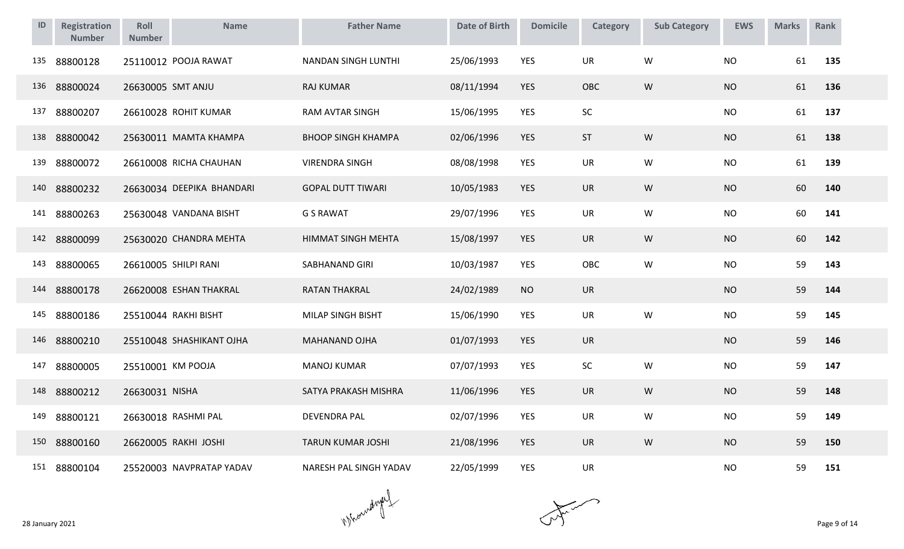| ID | Registration Number | Roll Number | Name | Father Name | Date of Birth | Domicile | Category | Sub Category | EWS | Marks | Rank |
|---|---|---|---|---|---|---|---|---|---|---|---|
| 135 | 88800128 | 25110012 | POOJA RAWAT | NANDAN SINGH LUNTHI | 25/06/1993 | YES | UR | W | NO | 61 | **135** |
| 136 | 88800024 | 26630005 | SMT ANJU | RAJ KUMAR | 08/11/1994 | YES | OBC | W | NO | 61 | **136** |
| 137 | 88800207 | 26610028 | ROHIT KUMAR | RAM AVTAR SINGH | 15/06/1995 | YES | SC | | NO | 61 | **137** |
| 138 | 88800042 | 25630011 | MAMTA KHAMPA | BHOOP SINGH KHAMPA | 02/06/1996 | YES | ST | W | NO | 61 | **138** |
| 139 | 88800072 | 26610008 | RICHA CHAUHAN | VIRENDRA SINGH | 08/08/1998 | YES | UR | W | NO | 61 | **139** |
| 140 | 88800232 | 26630034 | DEEPIKA BHANDARI | GOPAL DUTT TIWARI | 10/05/1983 | YES | UR | W | NO | 60 | **140** |
| 141 | 88800263 | 25630048 | VANDANA BISHT | G S RAWAT | 29/07/1996 | YES | UR | W | NO | 60 | **141** |
| 142 | 88800099 | 25630020 | CHANDRA MEHTA | HIMMAT SINGH MEHTA | 15/08/1997 | YES | UR | W | NO | 60 | **142** |
| 143 | 88800065 | 26610005 | SHILPI RANI | SABHANAND GIRI | 10/03/1987 | YES | OBC | W | NO | 59 | **143** |
| 144 | 88800178 | 26620008 | ESHAN THAKRAL | RATAN THAKRAL | 24/02/1989 | NO | UR | | NO | 59 | **144** |
| 145 | 88800186 | 25510044 | RAKHI BISHT | MILAP SINGH BISHT | 15/06/1990 | YES | UR | W | NO | 59 | **145** |
| 146 | 88800210 | 25510048 | SHASHIKANT OJHA | MAHANAND OJHA | 01/07/1993 | YES | UR | | NO | 59 | **146** |
| 147 | 88800005 | 25510001 | KM POOJA | MANOJ KUMAR | 07/07/1993 | YES | SC | W | NO | 59 | **147** |
| 148 | 88800212 | 26630031 | NISHA | SATYA PRAKASH MISHRA | 11/06/1996 | YES | UR | W | NO | 59 | **148** |
| 149 | 88800121 | 26630018 | RASHMI PAL | DEVENDRA PAL | 02/07/1996 | YES | UR | W | NO | 59 | **149** |
| 150 | 88800160 | 26620005 | RAKHI JOSHI | TARUN KUMAR JOSHI | 21/08/1996 | YES | UR | W | NO | 59 | **150** |
| 151 | 88800104 | 25520003 | NAVPRATAP YADAV | NARESH PAL SINGH YADAV | 22/05/1999 | YES | UR | | NO | 59 | **151** |

28 January 2021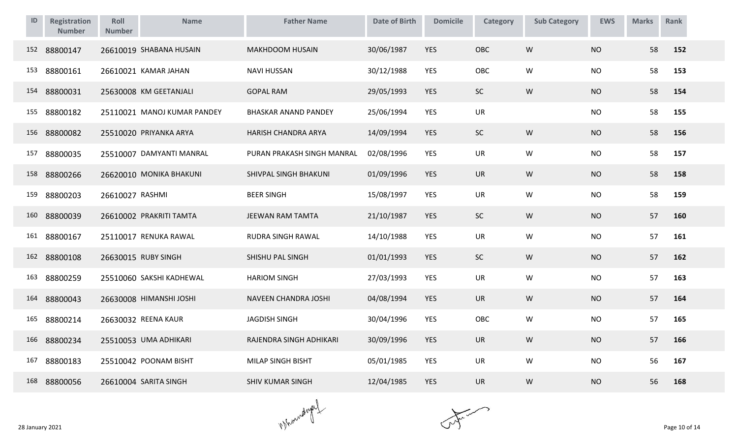| ID | Registration Number | Roll Number | Name | Father Name | Date of Birth | Domicile | Category | Sub Category | EWS | Marks | Rank |
|---|---|---|---|---|---|---|---|---|---|---|---|
| 152 | 88800147 | 26610019 | SHABANA HUSAIN | MAKHDOOM HUSAIN | 30/06/1987 | YES | OBC | W | NO | 58 | 152 |
| 153 | 88800161 | 26610021 | KAMAR JAHAN | NAVI HUSSAN | 30/12/1988 | YES | OBC | W | NO | 58 | 153 |
| 154 | 88800031 | 25630008 | KM GEETANJALI | GOPAL RAM | 29/05/1993 | YES | SC | W | NO | 58 | 154 |
| 155 | 88800182 | 25110021 | MANOJ KUMAR PANDEY | BHASKAR ANAND PANDEY | 25/06/1994 | YES | UR | | NO | 58 | 155 |
| 156 | 88800082 | 25510020 | PRIYANKA ARYA | HARISH CHANDRA ARYA | 14/09/1994 | YES | SC | W | NO | 58 | 156 |
| 157 | 88800035 | 25510007 | DAMYANTI MANRAL | PURAN PRAKASH SINGH MANRAL | 02/08/1996 | YES | UR | W | NO | 58 | 157 |
| 158 | 88800266 | 26620010 | MONIKA BHAKUNI | SHIVPAL SINGH BHAKUNI | 01/09/1996 | YES | UR | W | NO | 58 | 158 |
| 159 | 88800203 | 26610027 | RASHMI | BEER SINGH | 15/08/1997 | YES | UR | W | NO | 58 | 159 |
| 160 | 88800039 | 26610002 | PRAKRITI TAMTA | JEEWAN RAM TAMTA | 21/10/1987 | YES | SC | W | NO | 57 | 160 |
| 161 | 88800167 | 25110017 | RENUKA RAWAL | RUDRA SINGH RAWAL | 14/10/1988 | YES | UR | W | NO | 57 | 161 |
| 162 | 88800108 | 26630015 | RUBY SINGH | SHISHU PAL SINGH | 01/01/1993 | YES | SC | W | NO | 57 | 162 |
| 163 | 88800259 | 25510060 | SAKSHI KADHEWAL | HARIOM SINGH | 27/03/1993 | YES | UR | W | NO | 57 | 163 |
| 164 | 88800043 | 26630008 | HIMANSHI JOSHI | NAVEEN CHANDRA JOSHI | 04/08/1994 | YES | UR | W | NO | 57 | 164 |
| 165 | 88800214 | 26630032 | REENA KAUR | JAGDISH SINGH | 30/04/1996 | YES | OBC | W | NO | 57 | 165 |
| 166 | 88800234 | 25510053 | UMA ADHIKARI | RAJENDRA SINGH ADHIKARI | 30/09/1996 | YES | UR | W | NO | 57 | 166 |
| 167 | 88800183 | 25510042 | POONAM BISHT | MILAP SINGH BISHT | 05/01/1985 | YES | UR | W | NO | 56 | 167 |
| 168 | 88800056 | 26610004 | SARITA SINGH | SHIV KUMAR SINGH | 12/04/1985 | YES | UR | W | NO | 56 | 168 |

28 January 2021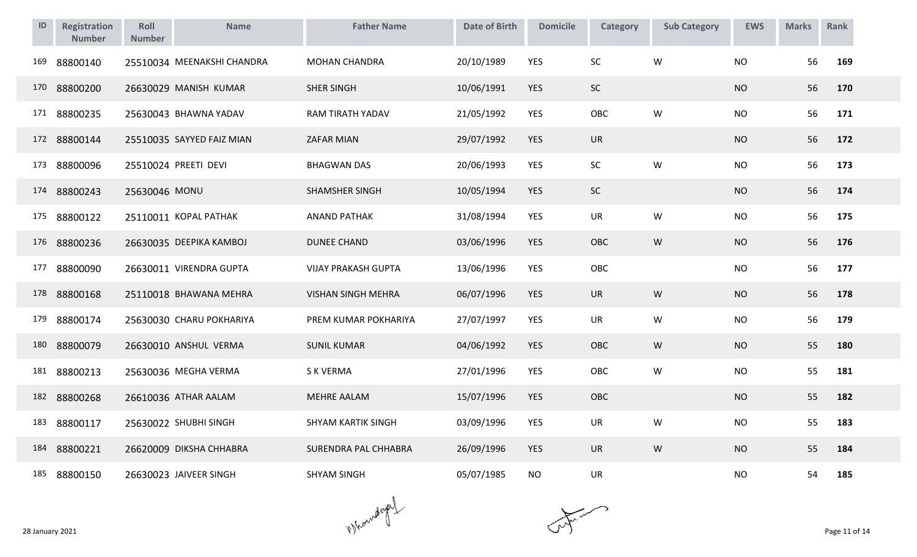| ID | Registration Number | Roll Number | Name | Father Name | Date of Birth | Domicile | Category | Sub Category | EWS | Marks | Rank |
|---|---|---|---|---|---|---|---|---|---|---|---|
| 169 | 88800140 | 25510034 | MEENAKSHI CHANDRA | MOHAN CHANDRA | 20/10/1989 | YES | SC | W | NO | 56 | 169 |
| 170 | 88800200 | 26630029 | MANISH KUMAR | SHER SINGH | 10/06/1991 | YES | SC | | NO | 56 | 170 |
| 171 | 88800235 | 25630043 | BHAWNA YADAV | RAM TIRATH YADAV | 21/05/1992 | YES | OBC | W | NO | 56 | 171 |
| 172 | 88800144 | 25510035 | SAYYED FAIZ MIAN | ZAFAR MIAN | 29/07/1992 | YES | UR | | NO | 56 | 172 |
| 173 | 88800096 | 25510024 | PREETI DEVI | BHAGWAN DAS | 20/06/1993 | YES | SC | W | NO | 56 | 173 |
| 174 | 88800243 | 25630046 | MONU | SHAMSHER SINGH | 10/05/1994 | YES | SC | | NO | 56 | 174 |
| 175 | 88800122 | 25110011 | KOPAL PATHAK | ANAND PATHAK | 31/08/1994 | YES | UR | W | NO | 56 | 175 |
| 176 | 88800236 | 26630035 | DEEPIKA KAMBOJ | DUNEE CHAND | 03/06/1996 | YES | OBC | W | NO | 56 | 176 |
| 177 | 88800090 | 26630011 | VIRENDRA GUPTA | VIJAY PRAKASH GUPTA | 13/06/1996 | YES | OBC | | NO | 56 | 177 |
| 178 | 88800168 | 25110018 | BHAWANA MEHRA | VISHAN SINGH MEHRA | 06/07/1996 | YES | UR | W | NO | 56 | 178 |
| 179 | 88800174 | 25630030 | CHARU POKHARIYA | PREM KUMAR POKHARIYA | 27/07/1997 | YES | UR | W | NO | 56 | 179 |
| 180 | 88800079 | 26630010 | ANSHUL VERMA | SUNIL KUMAR | 04/06/1992 | YES | OBC | W | NO | 55 | 180 |
| 181 | 88800213 | 25630036 | MEGHA VERMA | S K VERMA | 27/01/1996 | YES | OBC | W | NO | 55 | 181 |
| 182 | 88800268 | 26610036 | ATHAR AALAM | MEHRE AALAM | 15/07/1996 | YES | OBC | | NO | 55 | 182 |
| 183 | 88800117 | 25630022 | SHUBHI SINGH | SHYAM KARTIK SINGH | 03/09/1996 | YES | UR | W | NO | 55 | 183 |
| 184 | 88800221 | 26620009 | DIKSHA CHHABRA | SURENDRA PAL CHHABRA | 26/09/1996 | YES | UR | W | NO | 55 | 184 |
| 185 | 88800150 | 26630023 | JAIVEER SINGH | SHYAM SINGH | 05/07/1985 | NO | UR | | NO | 54 | 185 |

28 January 2021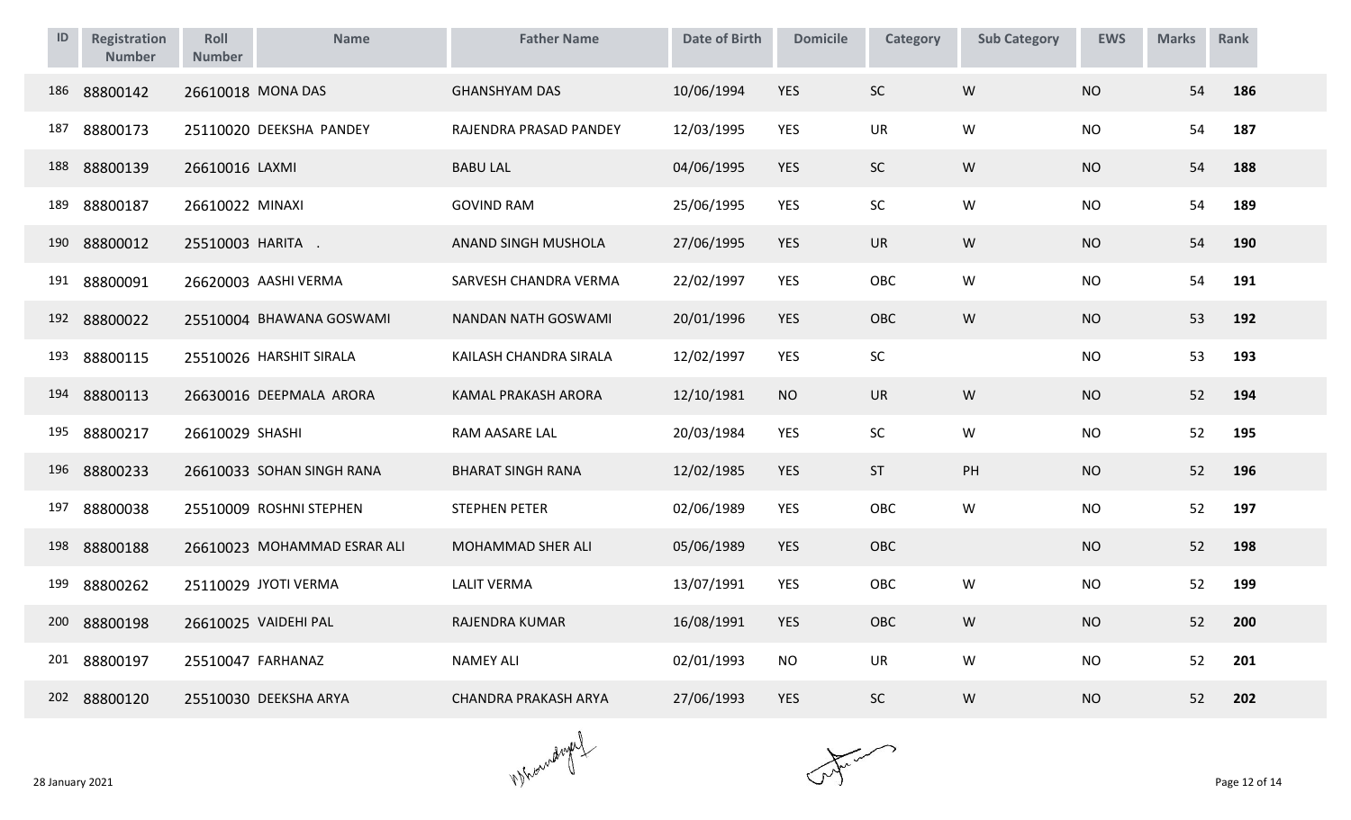| ID | Registration Number | Roll Number | Name | Father Name | Date of Birth | Domicile | Category | Sub Category | EWS | Marks | Rank |
|---|---|---|---|---|---|---|---|---|---|---|---|
| 186 | 88800142 | 26610018 | MONA DAS | GHANSHYAM DAS | 10/06/1994 | YES | SC | W | NO | 54 | **186** |
| 187 | 88800173 | 25110020 | DEEKSHA PANDEY | RAJENDRA PRASAD PANDEY | 12/03/1995 | YES | UR | W | NO | 54 | **187** |
| 188 | 88800139 | 26610016 | LAXMI | BABU LAL | 04/06/1995 | YES | SC | W | NO | 54 | **188** |
| 189 | 88800187 | 26610022 | MINAXI | GOVIND RAM | 25/06/1995 | YES | SC | W | NO | 54 | **189** |
| 190 | 88800012 | 25510003 | HARITA . | ANAND SINGH MUSHOLA | 27/06/1995 | YES | UR | W | NO | 54 | **190** |
| 191 | 88800091 | 26620003 | AASHI VERMA | SARVESH CHANDRA VERMA | 22/02/1997 | YES | OBC | W | NO | 54 | **191** |
| 192 | 88800022 | 25510004 | BHAWANA GOSWAMI | NANDAN NATH GOSWAMI | 20/01/1996 | YES | OBC | W | NO | 53 | **192** |
| 193 | 88800115 | 25510026 | HARSHIT SIRALA | KAILASH CHANDRA SIRALA | 12/02/1997 | YES | SC | | NO | 53 | **193** |
| 194 | 88800113 | 26630016 | DEEPMALA ARORA | KAMAL PRAKASH ARORA | 12/10/1981 | NO | UR | W | NO | 52 | **194** |
| 195 | 88800217 | 26610029 | SHASHI | RAM AASARE LAL | 20/03/1984 | YES | SC | W | NO | 52 | **195** |
| 196 | 88800233 | 26610033 | SOHAN SINGH RANA | BHARAT SINGH RANA | 12/02/1985 | YES | ST | PH | NO | 52 | **196** |
| 197 | 88800038 | 25510009 | ROSHNI STEPHEN | STEPHEN PETER | 02/06/1989 | YES | OBC | W | NO | 52 | **197** |
| 198 | 88800188 | 26610023 | MOHAMMAD ESRAR ALI | MOHAMMAD SHER ALI | 05/06/1989 | YES | OBC | | NO | 52 | **198** |
| 199 | 88800262 | 25110029 | JYOTI VERMA | LALIT VERMA | 13/07/1991 | YES | OBC | W | NO | 52 | **199** |
| 200 | 88800198 | 26610025 | VAIDEHI PAL | RAJENDRA KUMAR | 16/08/1991 | YES | OBC | W | NO | 52 | **200** |
| 201 | 88800197 | 25510047 | FARHANAZ | NAMEY ALI | 02/01/1993 | NO | UR | W | NO | 52 | **201** |
| 202 | 88800120 | 25510030 | DEEKSHA ARYA | CHANDRA PRAKASH ARYA | 27/06/1993 | YES | SC | W | NO | 52 | **202** |

28 January 2021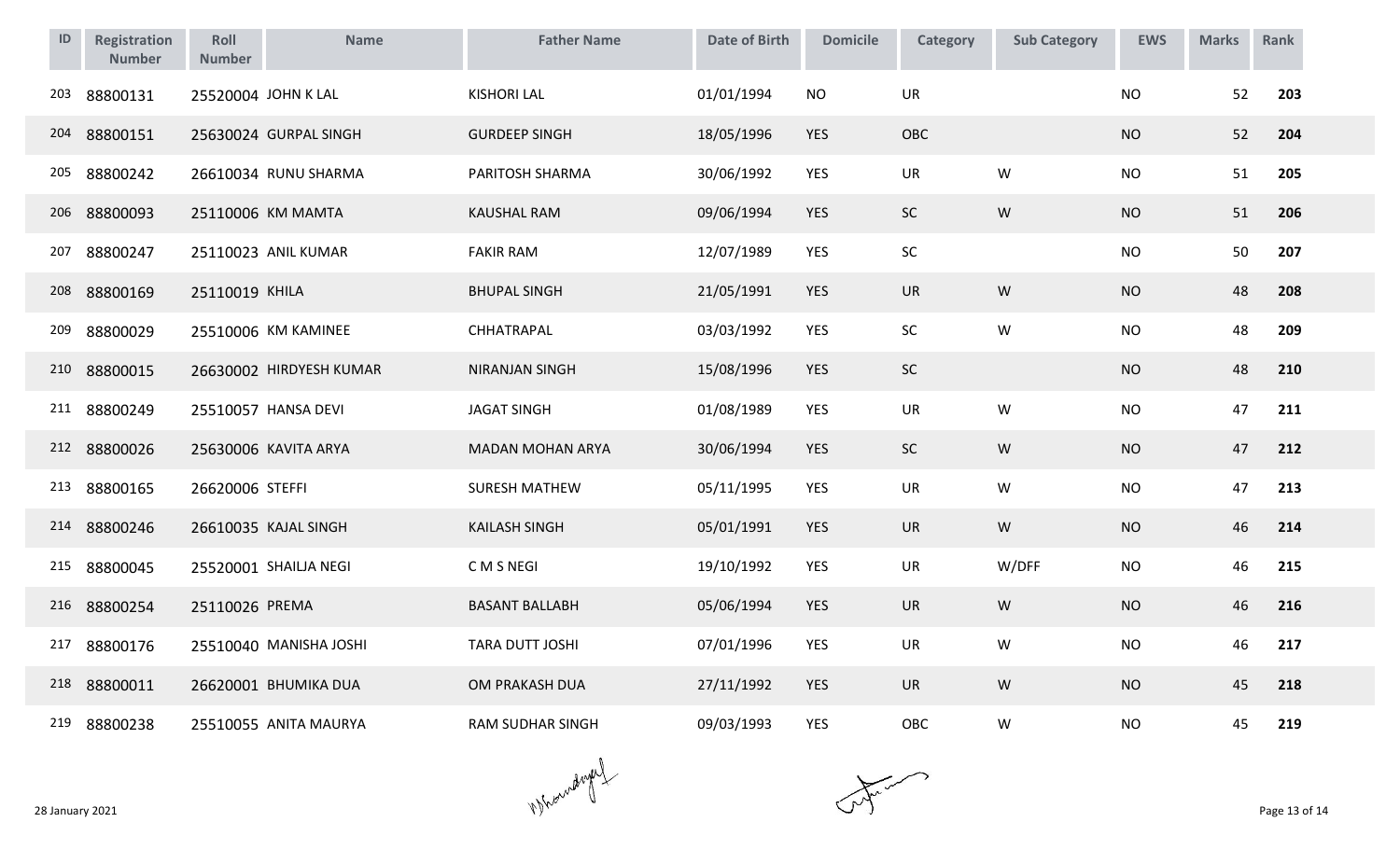| ID | Registration Number | Roll Number | Name | Father Name | Date of Birth | Domicile | Category | Sub Category | EWS | Marks | Rank |
|---|---|---|---|---|---|---|---|---|---|---|---|
| 203 | 88800131 | 25520004 | JOHN K LAL | KISHORI LAL | 01/01/1994 | NO | UR | | NO | 52 | **203** |
| 204 | 88800151 | 25630024 | GURPAL SINGH | GURDEEP SINGH | 18/05/1996 | YES | OBC | | NO | 52 | **204** |
| 205 | 88800242 | 26610034 | RUNU SHARMA | PARITOSH SHARMA | 30/06/1992 | YES | UR | W | NO | 51 | **205** |
| 206 | 88800093 | 25110006 | KM MAMTA | KAUSHAL RAM | 09/06/1994 | YES | SC | W | NO | 51 | **206** |
| 207 | 88800247 | 25110023 | ANIL KUMAR | FAKIR RAM | 12/07/1989 | YES | SC | | NO | 50 | **207** |
| 208 | 88800169 | 25110019 | KHILA | BHUPAL SINGH | 21/05/1991 | YES | UR | W | NO | 48 | **208** |
| 209 | 88800029 | 25510006 | KM KAMINEE | CHHATRAPAL | 03/03/1992 | YES | SC | W | NO | 48 | **209** |
| 210 | 88800015 | 26630002 | HIRDYESH KUMAR | NIRANJAN SINGH | 15/08/1996 | YES | SC | | NO | 48 | **210** |
| 211 | 88800249 | 25510057 | HANSA DEVI | JAGAT SINGH | 01/08/1989 | YES | UR | W | NO | 47 | **211** |
| 212 | 88800026 | 25630006 | KAVITA ARYA | MADAN MOHAN ARYA | 30/06/1994 | YES | SC | W | NO | 47 | **212** |
| 213 | 88800165 | 26620006 | STEFFI | SURESH MATHEW | 05/11/1995 | YES | UR | W | NO | 47 | **213** |
| 214 | 88800246 | 26610035 | KAJAL SINGH | KAILASH SINGH | 05/01/1991 | YES | UR | W | NO | 46 | **214** |
| 215 | 88800045 | 25520001 | SHAILJA NEGI | C M S NEGI | 19/10/1992 | YES | UR | W/DFF | NO | 46 | **215** |
| 216 | 88800254 | 25110026 | PREMA | BASANT BALLABH | 05/06/1994 | YES | UR | W | NO | 46 | **216** |
| 217 | 88800176 | 25510040 | MANISHA JOSHI | TARA DUTT JOSHI | 07/01/1996 | YES | UR | W | NO | 46 | **217** |
| 218 | 88800011 | 26620001 | BHUMIKA DUA | OM PRAKASH DUA | 27/11/1992 | YES | UR | W | NO | 45 | **218** |
| 219 | 88800238 | 25510055 | ANITA MAURYA | RAM SUDHAR SINGH | 09/03/1993 | YES | OBC | W | NO | 45 | **219** |

28 January 2021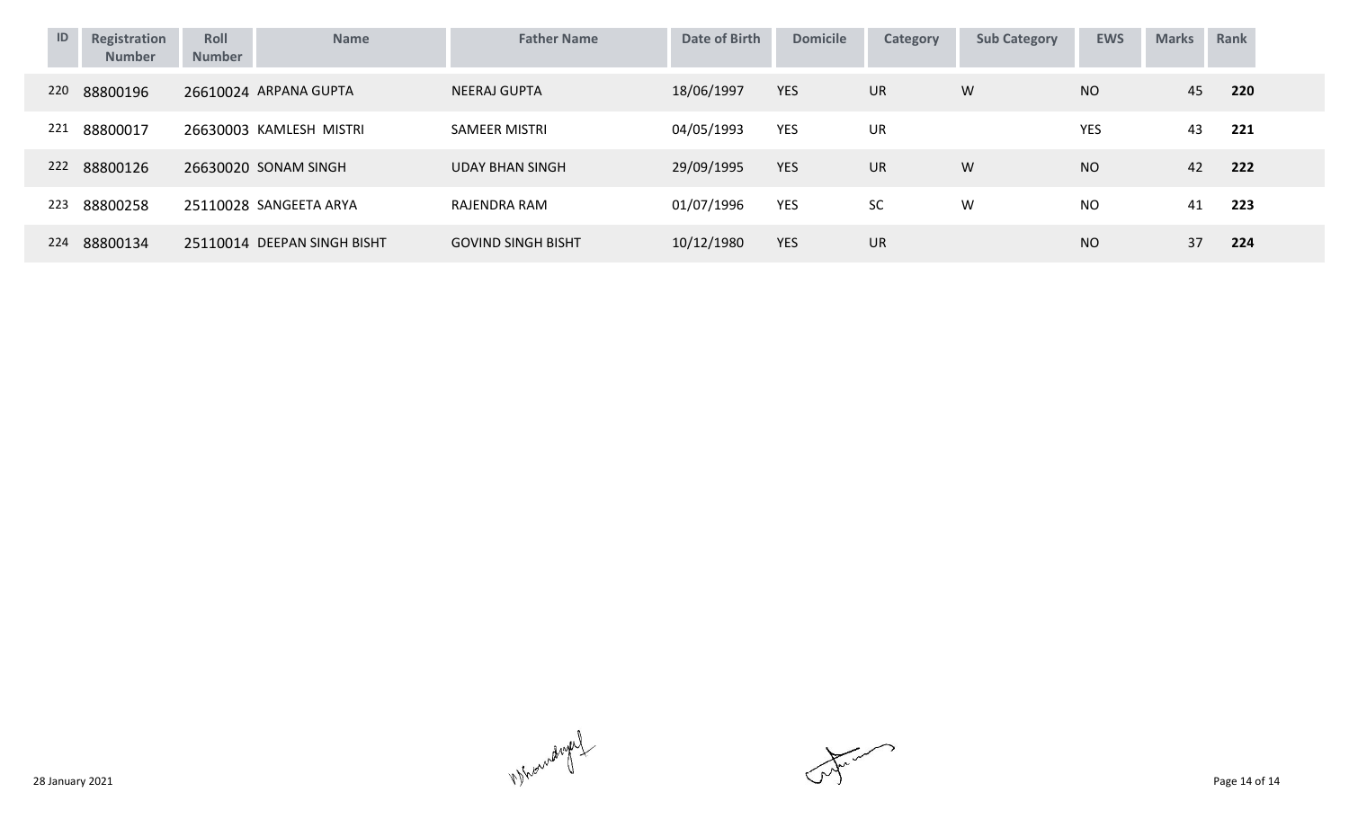| ID | Registration Number | Roll Number | Name | Father Name | Date of Birth | Domicile | Category | Sub Category | EWS | Marks | Rank |
|---|---|---|---|---|---|---|---|---|---|---|---|
| 220 | 88800196 | 26610024 | ARPANA GUPTA | NEERAJ GUPTA | 18/06/1997 | YES | UR | W | NO | 45 | **220** |
| 221 | 88800017 | 26630003 | KAMLESH MISTRI | SAMEER MISTRI | 04/05/1993 | YES | UR | | YES | 43 | **221** |
| 222 | 88800126 | 26630020 | SONAM SINGH | UDAY BHAN SINGH | 29/09/1995 | YES | UR | W | NO | 42 | **222** |
| 223 | 88800258 | 25110028 | SANGEETA ARYA | RAJENDRA RAM | 01/07/1996 | YES | SC | W | NO | 41 | **223** |
| 224 | 88800134 | 25110014 | DEEPAN SINGH BISHT | GOVIND SINGH BISHT | 10/12/1980 | YES | UR | | NO | 37 | **224** |

28 January 2021